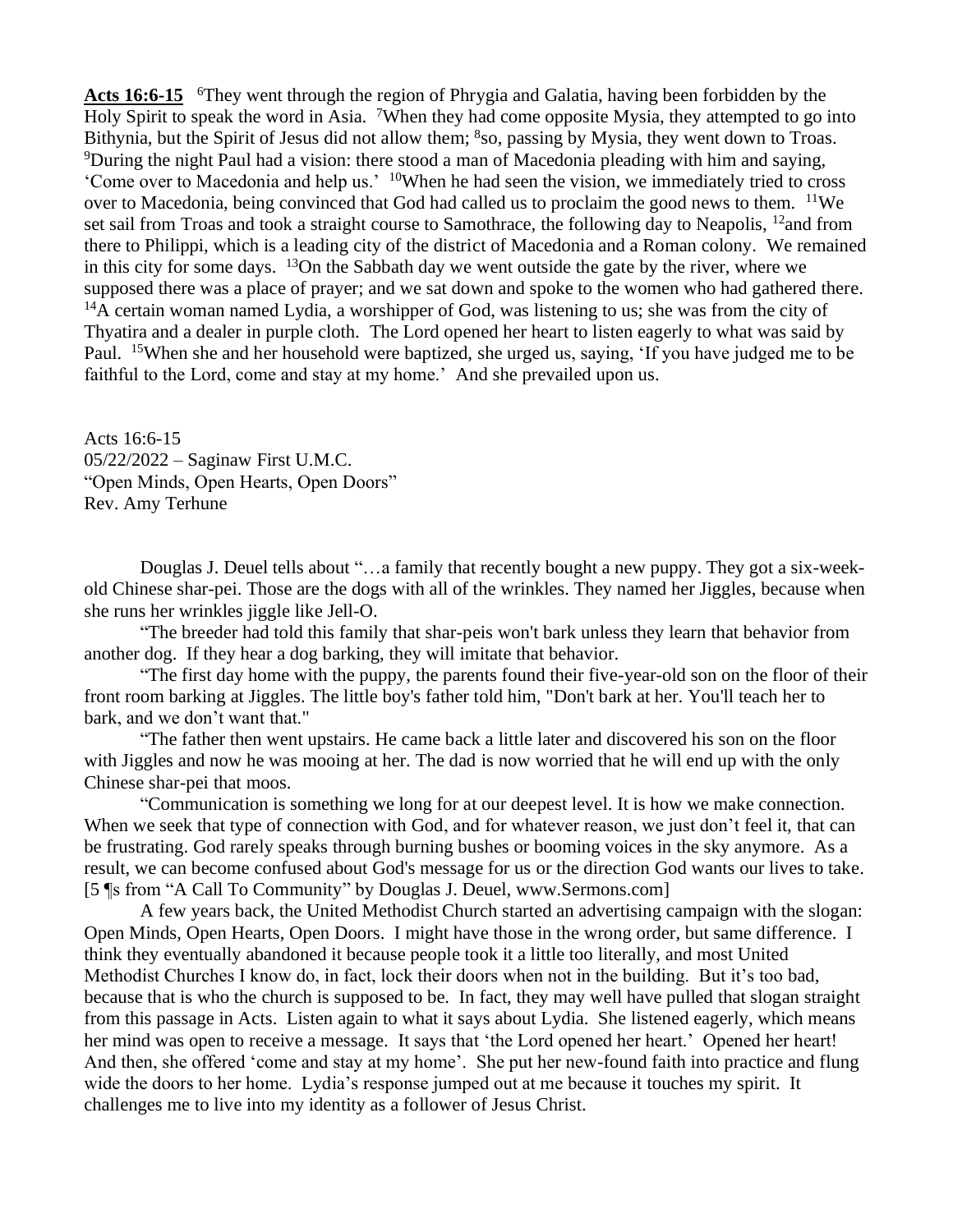**Acts 16:6-15** [6]They went through the region of Phrygia and Galatia, having been forbidden by the Holy Spirit to speak the word in Asia. [7]When they had come opposite Mysia, they attempted to go into Bithynia, but the Spirit of Jesus did not allow them; [8]so, passing by Mysia, they went down to Troas. [9]During the night Paul had a vision: there stood a man of Macedonia pleading with him and saying, 'Come over to Macedonia and help us.' [10]When he had seen the vision, we immediately tried to cross over to Macedonia, being convinced that God had called us to proclaim the good news to them. [11]We set sail from Troas and took a straight course to Samothrace, the following day to Neapolis, [12]and from there to Philippi, which is a leading city of the district of Macedonia and a Roman colony. We remained in this city for some days. [13]On the Sabbath day we went outside the gate by the river, where we supposed there was a place of prayer; and we sat down and spoke to the women who had gathered there. [14]A certain woman named Lydia, a worshipper of God, was listening to us; she was from the city of Thyatira and a dealer in purple cloth. The Lord opened her heart to listen eagerly to what was said by Paul. [15]When she and her household were baptized, she urged us, saying, 'If you have judged me to be faithful to the Lord, come and stay at my home.' And she prevailed upon us.

Acts 16:6-15
05/22/2022 – Saginaw First U.M.C.
"Open Minds, Open Hearts, Open Doors"
Rev. Amy Terhune

Douglas J. Deuel tells about "…a family that recently bought a new puppy. They got a six-week-old Chinese shar-pei. Those are the dogs with all of the wrinkles. They named her Jiggles, because when she runs her wrinkles jiggle like Jell-O.

"The breeder had told this family that shar-peis won't bark unless they learn that behavior from another dog. If they hear a dog barking, they will imitate that behavior.

"The first day home with the puppy, the parents found their five-year-old son on the floor of their front room barking at Jiggles. The little boy's father told him, "Don't bark at her. You'll teach her to bark, and we don't want that."

"The father then went upstairs. He came back a little later and discovered his son on the floor with Jiggles and now he was mooing at her. The dad is now worried that he will end up with the only Chinese shar-pei that moos.

"Communication is something we long for at our deepest level. It is how we make connection. When we seek that type of connection with God, and for whatever reason, we just don't feel it, that can be frustrating. God rarely speaks through burning bushes or booming voices in the sky anymore. As a result, we can become confused about God's message for us or the direction God wants our lives to take. [5 ¶s from "A Call To Community" by Douglas J. Deuel, www.Sermons.com]

A few years back, the United Methodist Church started an advertising campaign with the slogan: Open Minds, Open Hearts, Open Doors. I might have those in the wrong order, but same difference. I think they eventually abandoned it because people took it a little too literally, and most United Methodist Churches I know do, in fact, lock their doors when not in the building. But it's too bad, because that is who the church is supposed to be. In fact, they may well have pulled that slogan straight from this passage in Acts. Listen again to what it says about Lydia. She listened eagerly, which means her mind was open to receive a message. It says that 'the Lord opened her heart.' Opened her heart! And then, she offered 'come and stay at my home'. She put her new-found faith into practice and flung wide the doors to her home. Lydia's response jumped out at me because it touches my spirit. It challenges me to live into my identity as a follower of Jesus Christ.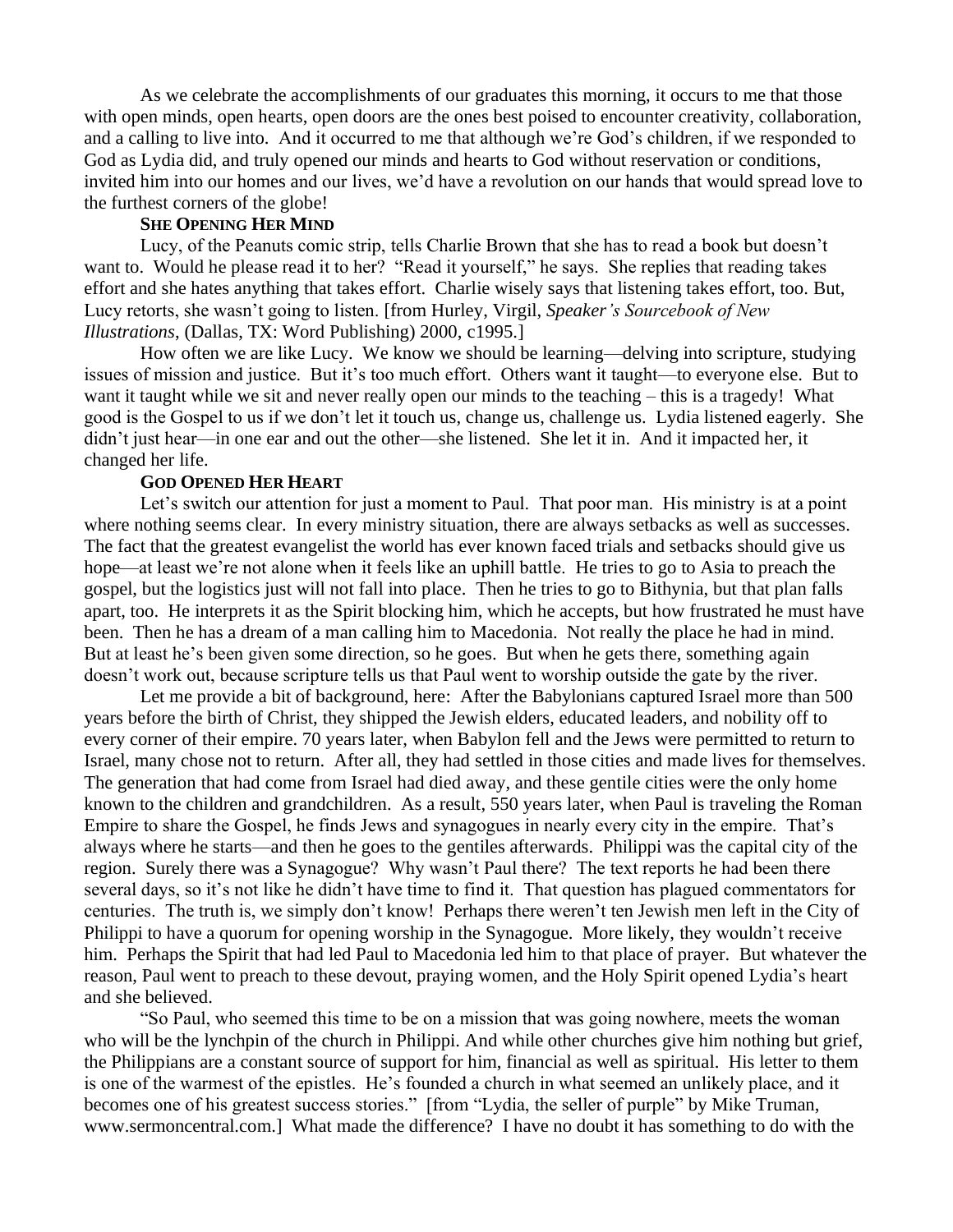As we celebrate the accomplishments of our graduates this morning, it occurs to me that those with open minds, open hearts, open doors are the ones best poised to encounter creativity, collaboration, and a calling to live into. And it occurred to me that although we're God's children, if we responded to God as Lydia did, and truly opened our minds and hearts to God without reservation or conditions, invited him into our homes and our lives, we'd have a revolution on our hands that would spread love to the furthest corners of the globe!

**She Opening Her Mind**

Lucy, of the Peanuts comic strip, tells Charlie Brown that she has to read a book but doesn't want to. Would he please read it to her? "Read it yourself," he says. She replies that reading takes effort and she hates anything that takes effort. Charlie wisely says that listening takes effort, too. But, Lucy retorts, she wasn't going to listen. [from Hurley, Virgil, *Speaker's Sourcebook of New Illustrations*, (Dallas, TX: Word Publishing) 2000, c1995.]

How often we are like Lucy. We know we should be learning—delving into scripture, studying issues of mission and justice. But it's too much effort. Others want it taught—to everyone else. But to want it taught while we sit and never really open our minds to the teaching – this is a tragedy! What good is the Gospel to us if we don't let it touch us, change us, challenge us. Lydia listened eagerly. She didn't just hear—in one ear and out the other—she listened. She let it in. And it impacted her, it changed her life.

**God Opened Her Heart**

Let's switch our attention for just a moment to Paul. That poor man. His ministry is at a point where nothing seems clear. In every ministry situation, there are always setbacks as well as successes. The fact that the greatest evangelist the world has ever known faced trials and setbacks should give us hope—at least we're not alone when it feels like an uphill battle. He tries to go to Asia to preach the gospel, but the logistics just will not fall into place. Then he tries to go to Bithynia, but that plan falls apart, too. He interprets it as the Spirit blocking him, which he accepts, but how frustrated he must have been. Then he has a dream of a man calling him to Macedonia. Not really the place he had in mind. But at least he's been given some direction, so he goes. But when he gets there, something again doesn't work out, because scripture tells us that Paul went to worship outside the gate by the river.

Let me provide a bit of background, here: After the Babylonians captured Israel more than 500 years before the birth of Christ, they shipped the Jewish elders, educated leaders, and nobility off to every corner of their empire. 70 years later, when Babylon fell and the Jews were permitted to return to Israel, many chose not to return. After all, they had settled in those cities and made lives for themselves. The generation that had come from Israel had died away, and these gentile cities were the only home known to the children and grandchildren. As a result, 550 years later, when Paul is traveling the Roman Empire to share the Gospel, he finds Jews and synagogues in nearly every city in the empire. That's always where he starts—and then he goes to the gentiles afterwards. Philippi was the capital city of the region. Surely there was a Synagogue? Why wasn't Paul there? The text reports he had been there several days, so it's not like he didn't have time to find it. That question has plagued commentators for centuries. The truth is, we simply don't know! Perhaps there weren't ten Jewish men left in the City of Philippi to have a quorum for opening worship in the Synagogue. More likely, they wouldn't receive him. Perhaps the Spirit that had led Paul to Macedonia led him to that place of prayer. But whatever the reason, Paul went to preach to these devout, praying women, and the Holy Spirit opened Lydia's heart and she believed.

"So Paul, who seemed this time to be on a mission that was going nowhere, meets the woman who will be the lynchpin of the church in Philippi. And while other churches give him nothing but grief, the Philippians are a constant source of support for him, financial as well as spiritual. His letter to them is one of the warmest of the epistles. He's founded a church in what seemed an unlikely place, and it becomes one of his greatest success stories." [from "Lydia, the seller of purple" by Mike Truman, www.sermoncentral.com.] What made the difference? I have no doubt it has something to do with the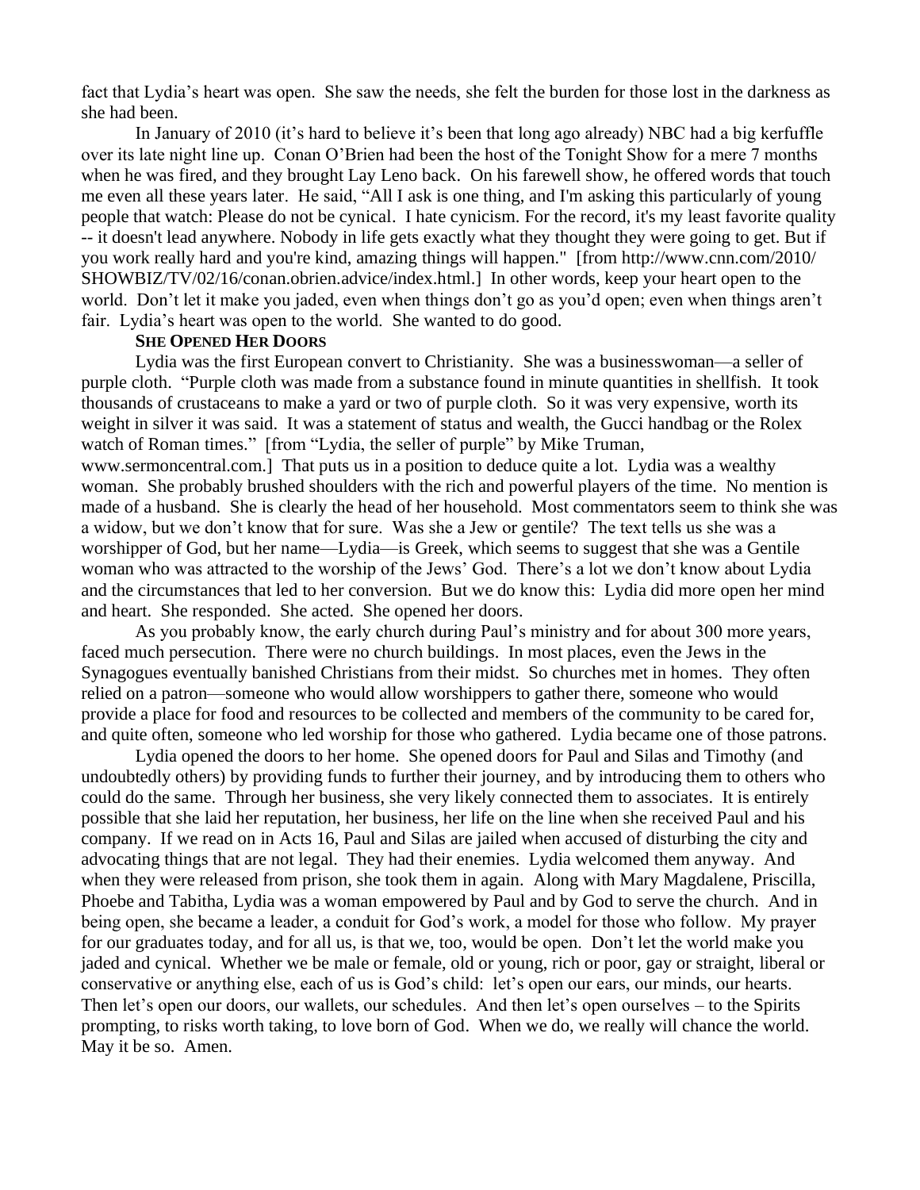fact that Lydia's heart was open. She saw the needs, she felt the burden for those lost in the darkness as she had been.

In January of 2010 (it's hard to believe it's been that long ago already) NBC had a big kerfuffle over its late night line up. Conan O'Brien had been the host of the Tonight Show for a mere 7 months when he was fired, and they brought Lay Leno back. On his farewell show, he offered words that touch me even all these years later. He said, "All I ask is one thing, and I'm asking this particularly of young people that watch: Please do not be cynical. I hate cynicism. For the record, it's my least favorite quality -- it doesn't lead anywhere. Nobody in life gets exactly what they thought they were going to get. But if you work really hard and you're kind, amazing things will happen." [from http://www.cnn.com/2010/SHOWBIZ/TV/02/16/conan.obrien.advice/index.html.] In other words, keep your heart open to the world. Don't let it make you jaded, even when things don't go as you'd open; even when things aren't fair. Lydia's heart was open to the world. She wanted to do good.

**SHE OPENED HER DOORS**

Lydia was the first European convert to Christianity. She was a businesswoman—a seller of purple cloth. "Purple cloth was made from a substance found in minute quantities in shellfish. It took thousands of crustaceans to make a yard or two of purple cloth. So it was very expensive, worth its weight in silver it was said. It was a statement of status and wealth, the Gucci handbag or the Rolex watch of Roman times." [from "Lydia, the seller of purple" by Mike Truman, www.sermoncentral.com.] That puts us in a position to deduce quite a lot. Lydia was a wealthy woman. She probably brushed shoulders with the rich and powerful players of the time. No mention is made of a husband. She is clearly the head of her household. Most commentators seem to think she was a widow, but we don't know that for sure. Was she a Jew or gentile? The text tells us she was a worshipper of God, but her name—Lydia—is Greek, which seems to suggest that she was a Gentile woman who was attracted to the worship of the Jews' God. There's a lot we don't know about Lydia and the circumstances that led to her conversion. But we do know this: Lydia did more open her mind and heart. She responded. She acted. She opened her doors.

As you probably know, the early church during Paul's ministry and for about 300 more years, faced much persecution. There were no church buildings. In most places, even the Jews in the Synagogues eventually banished Christians from their midst. So churches met in homes. They often relied on a patron—someone who would allow worshippers to gather there, someone who would provide a place for food and resources to be collected and members of the community to be cared for, and quite often, someone who led worship for those who gathered. Lydia became one of those patrons.

Lydia opened the doors to her home. She opened doors for Paul and Silas and Timothy (and undoubtedly others) by providing funds to further their journey, and by introducing them to others who could do the same. Through her business, she very likely connected them to associates. It is entirely possible that she laid her reputation, her business, her life on the line when she received Paul and his company. If we read on in Acts 16, Paul and Silas are jailed when accused of disturbing the city and advocating things that are not legal. They had their enemies. Lydia welcomed them anyway. And when they were released from prison, she took them in again. Along with Mary Magdalene, Priscilla, Phoebe and Tabitha, Lydia was a woman empowered by Paul and by God to serve the church. And in being open, she became a leader, a conduit for God's work, a model for those who follow. My prayer for our graduates today, and for all us, is that we, too, would be open. Don't let the world make you jaded and cynical. Whether we be male or female, old or young, rich or poor, gay or straight, liberal or conservative or anything else, each of us is God's child: let's open our ears, our minds, our hearts. Then let's open our doors, our wallets, our schedules. And then let's open ourselves – to the Spirits prompting, to risks worth taking, to love born of God. When we do, we really will chance the world. May it be so. Amen.